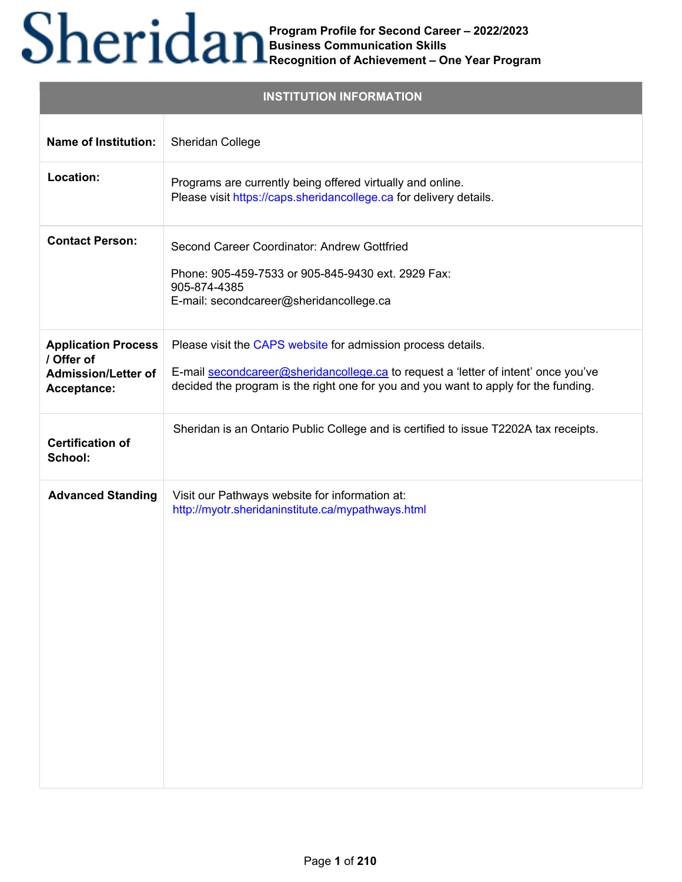# Sheridan

**Program Profile for Second Career – 2022/2023**
**Business Communication Skills**
**Recognition of Achievement – One Year Program**

| INSTITUTION INFORMATION | |
|---|---|
| **Name of Institution:** | Sheridan College |
| **Location:** | Programs are currently being offered virtually and online.<br>Please visit https://caps.sheridancollege.ca for delivery details. |
| **Contact Person:** | Second Career Coordinator: Andrew Gottfried<br><br>Phone: 905-459-7533 or 905-845-9430 ext. 2929 Fax:<br>905-874-4385<br>E-mail: secondcareer@sheridancollege.ca |
| **Application Process / Offer of Admission/Letter of Acceptance:** | Please visit the CAPS website for admission process details.<br><br>E-mail secondcareer@sheridancollege.ca to request a 'letter of intent' once you've decided the program is the right one for you and you want to apply for the funding. |
| **Certification of School:** | Sheridan is an Ontario Public College and is certified to issue T2202A tax receipts. |
| **Advanced Standing** | Visit our Pathways website for information at:<br>http://myotr.sheridaninstitute.ca/mypathways.html |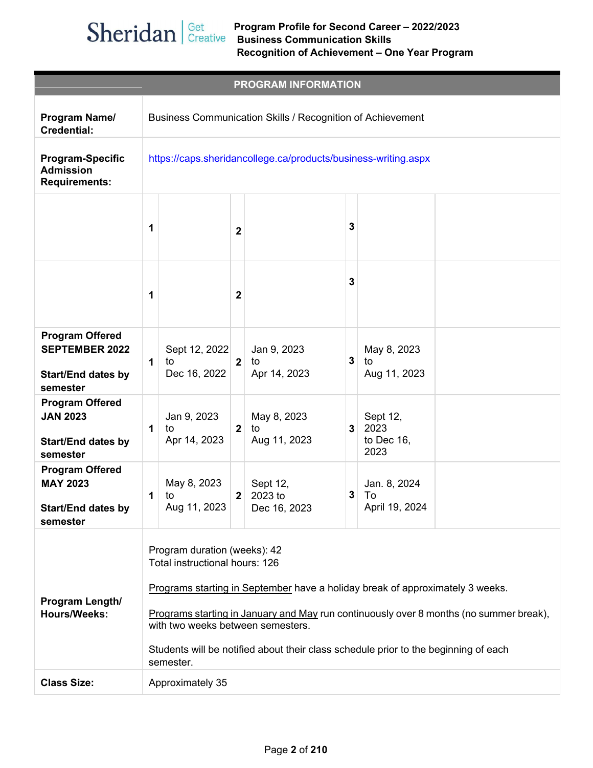Program Profile for Second Career – 2022/2023
Business Communication Skills
Recognition of Achievement – One Year Program

| PROGRAM INFORMATION | | | | | | | |
|---|---|---|---|---|---|---|---|
| **Program Name/ Credential:** | Business Communication Skills / Recognition of Achievement | | | | | | |
| **Program-Specific Admission Requirements:** | https://caps.sheridancollege.ca/products/business-writing.aspx | | | | | | |
| | **1** | | **2** | | **3** | | |
| | **1** | | **2** | | **3** | | |
| **Program Offered SEPTEMBER 2022** <br><br> **Start/End dates by semester** | **1** | Sept 12, 2022 to Dec 16, 2022 | **2** | Jan 9, 2023 to Apr 14, 2023 | **3** | May 8, 2023 to Aug 11, 2023 | |
| **Program Offered JAN 2023** <br><br> **Start/End dates by semester** | **1** | Jan 9, 2023 to Apr 14, 2023 | **2** | May 8, 2023 to Aug 11, 2023 | **3** | Sept 12, 2023 to Dec 16, 2023 | |
| **Program Offered MAY 2023** <br><br> **Start/End dates by semester** | **1** | May 8, 2023 to Aug 11, 2023 | **2** | Sept 12, 2023 to Dec 16, 2023 | **3** | Jan. 8, 2024 To April 19, 2024 | |
| **Program Length/ Hours/Weeks:** | Program duration (weeks): 42<br>Total instructional hours: 126<br><br>Programs starting in September have a holiday break of approximately 3 weeks.<br><br>Programs starting in January and May run continuously over 8 months (no summer break), with two weeks between semesters.<br><br>Students will be notified about their class schedule prior to the beginning of each semester. | | | | | | |
| **Class Size:** | Approximately 35 | | | | | | |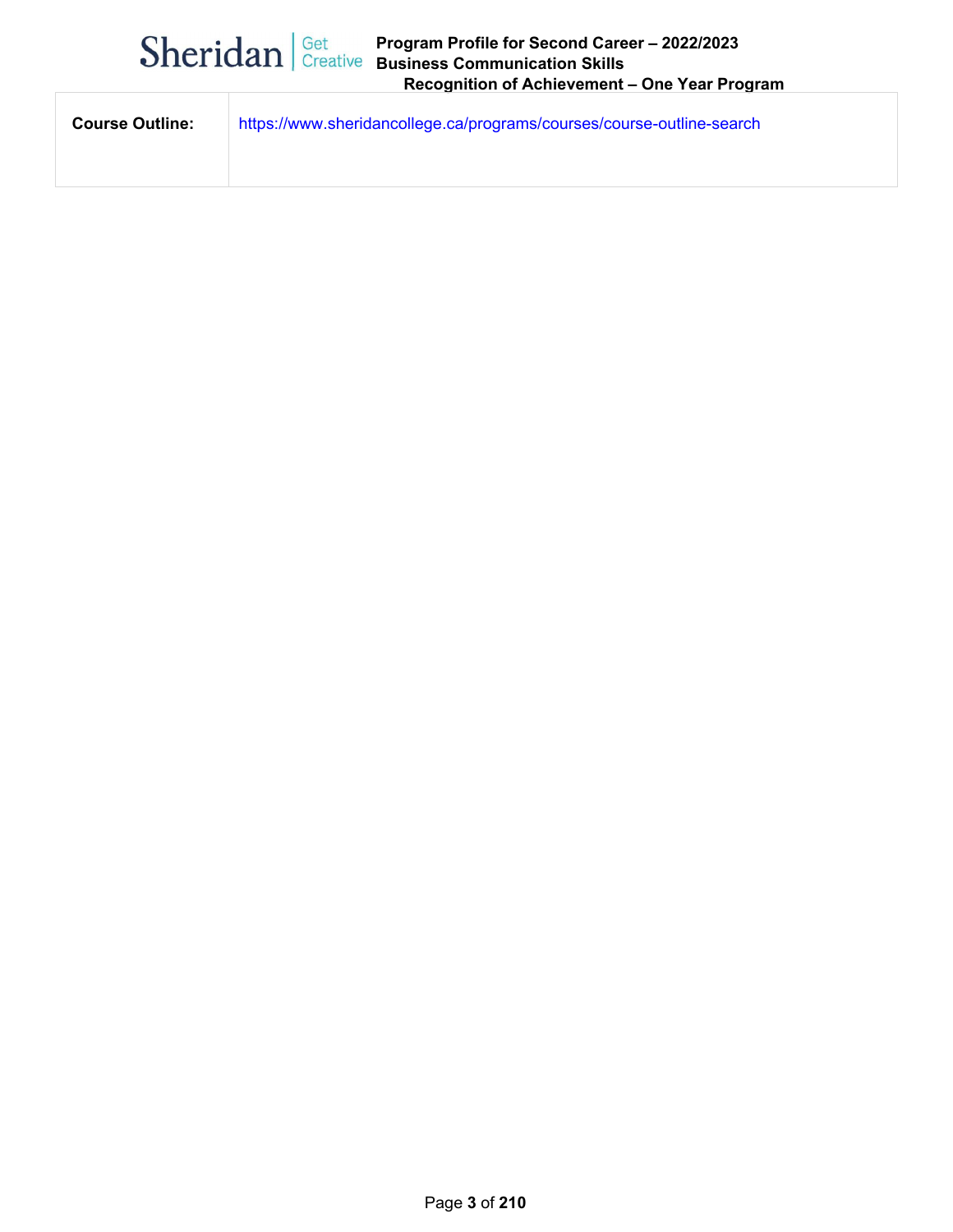| Course Outline: | https://www.sheridancollege.ca/programs/courses/course-outline-search |
|---|---|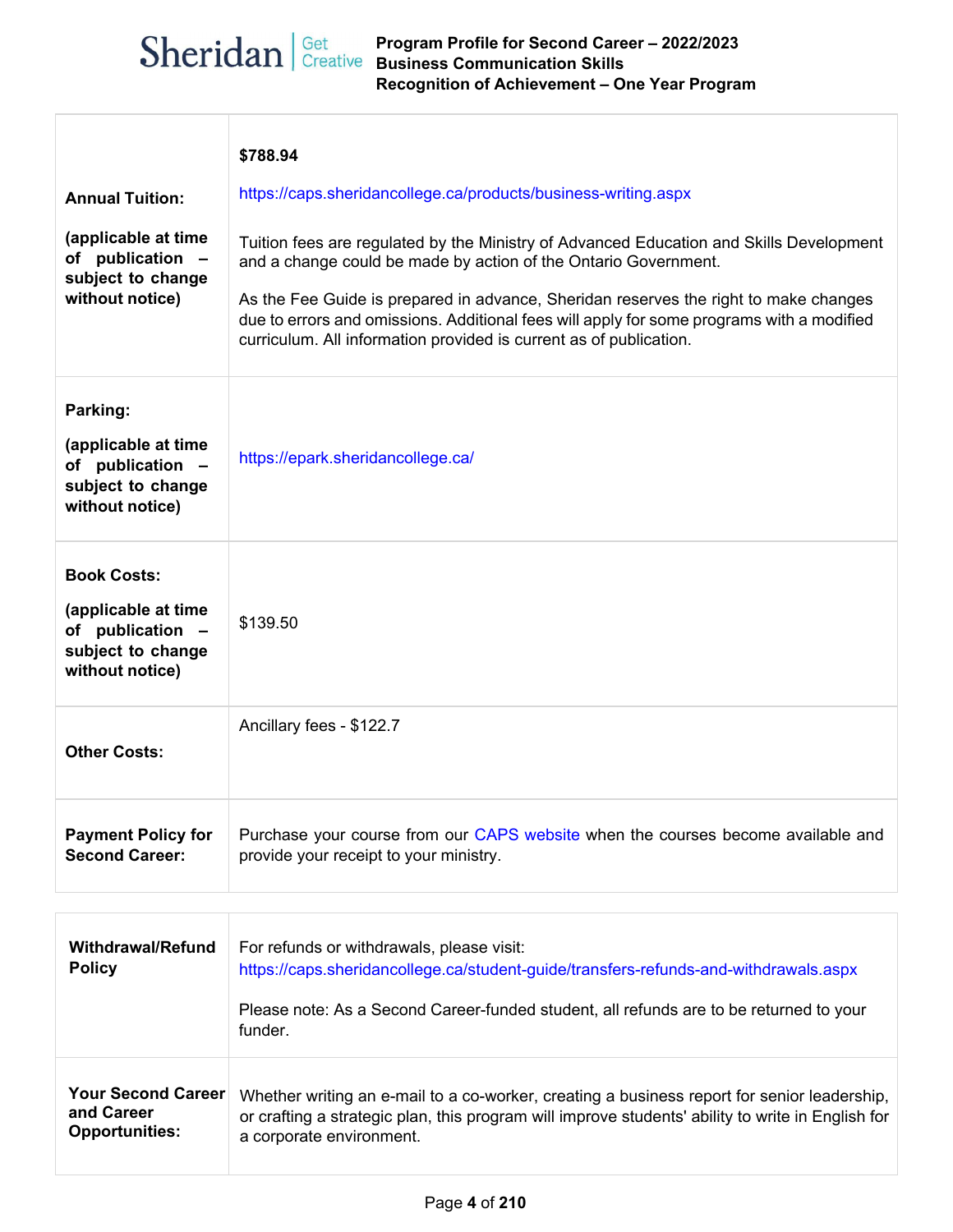# Program Profile for Second Career – 2022/2023
## Business Communication Skills
## Recognition of Achievement – One Year Program

| | |
|---|---|
| **Annual Tuition:** **(applicable at time of publication – subject to change without notice)** | **$788.94** https://caps.sheridancollege.ca/products/business-writing.aspx Tuition fees are regulated by the Ministry of Advanced Education and Skills Development and a change could be made by action of the Ontario Government. As the Fee Guide is prepared in advance, Sheridan reserves the right to make changes due to errors and omissions. Additional fees will apply for some programs with a modified curriculum. All information provided is current as of publication. |
| **Parking:** **(applicable at time of publication – subject to change without notice)** | https://epark.sheridancollege.ca/ |
| **Book Costs:** **(applicable at time of publication – subject to change without notice)** | $139.50 |
| **Other Costs:** | Ancillary fees - $122.7 |
| **Payment Policy for Second Career:** | Purchase your course from our CAPS website when the courses become available and provide your receipt to your ministry. |

| | |
|---|---|
| **Withdrawal/Refund Policy** | For refunds or withdrawals, please visit: https://caps.sheridancollege.ca/student-guide/transfers-refunds-and-withdrawals.aspx Please note: As a Second Career-funded student, all refunds are to be returned to your funder. |
| **Your Second Career and Career Opportunities:** | Whether writing an e-mail to a co-worker, creating a business report for senior leadership, or crafting a strategic plan, this program will improve students' ability to write in English for a corporate environment. |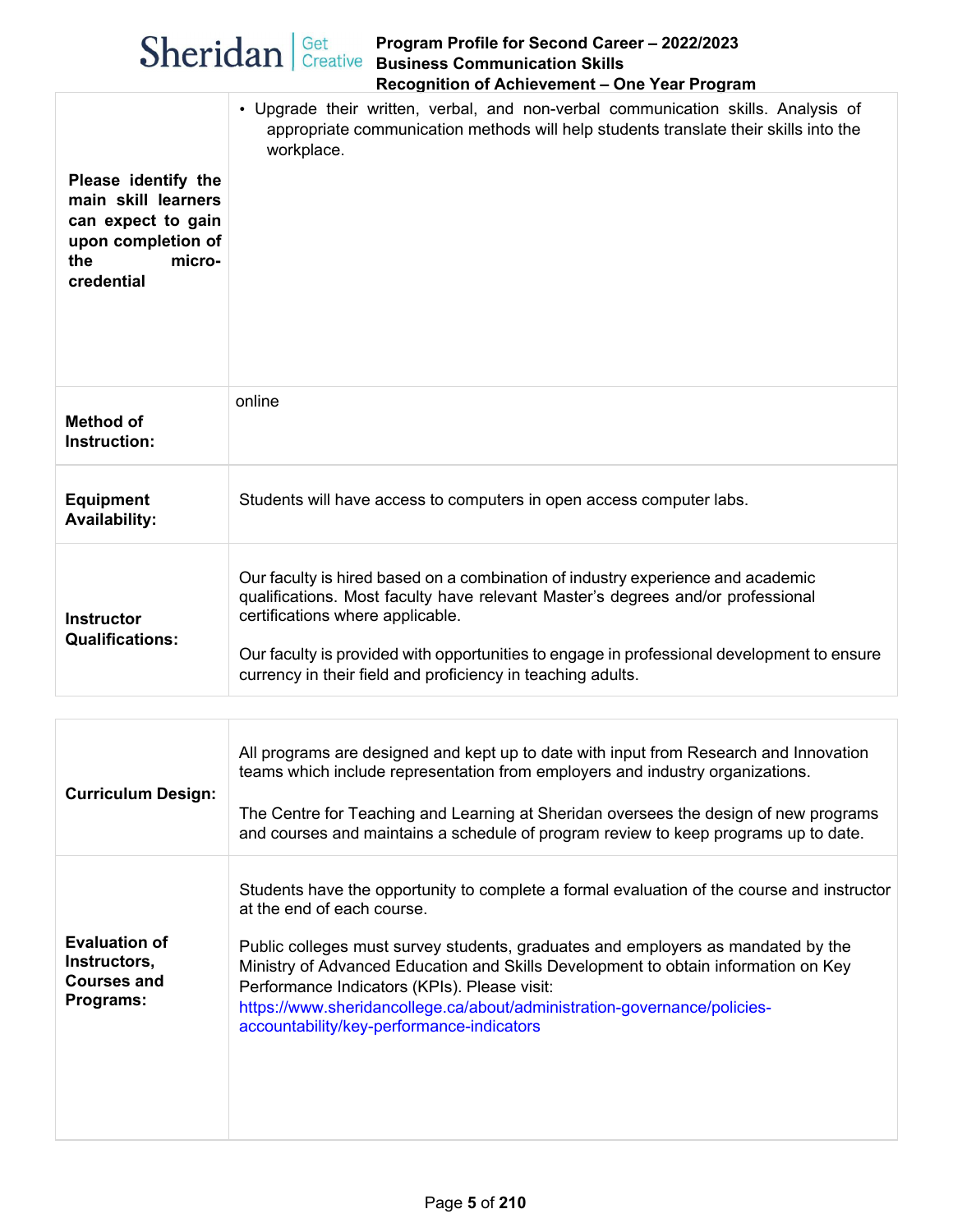| | |
|---|---|
| **Please identify the main skill learners can expect to gain upon completion of the micro-credential** | • Upgrade their written, verbal, and non-verbal communication skills. Analysis of appropriate communication methods will help students translate their skills into the workplace. |
| **Method of Instruction:** | online |
| **Equipment Availability:** | Students will have access to computers in open access computer labs. |
| **Instructor Qualifications:** | Our faculty is hired based on a combination of industry experience and academic qualifications. Most faculty have relevant Master's degrees and/or professional certifications where applicable.<br><br>Our faculty is provided with opportunities to engage in professional development to ensure currency in their field and proficiency in teaching adults. |

| | |
|---|---|
| **Curriculum Design:** | All programs are designed and kept up to date with input from Research and Innovation teams which include representation from employers and industry organizations.<br><br>The Centre for Teaching and Learning at Sheridan oversees the design of new programs and courses and maintains a schedule of program review to keep programs up to date. |
| **Evaluation of Instructors, Courses and Programs:** | Students have the opportunity to complete a formal evaluation of the course and instructor at the end of each course.<br><br>Public colleges must survey students, graduates and employers as mandated by the Ministry of Advanced Education and Skills Development to obtain information on Key Performance Indicators (KPIs). Please visit: https://www.sheridancollege.ca/about/administration-governance/policies-accountability/key-performance-indicators |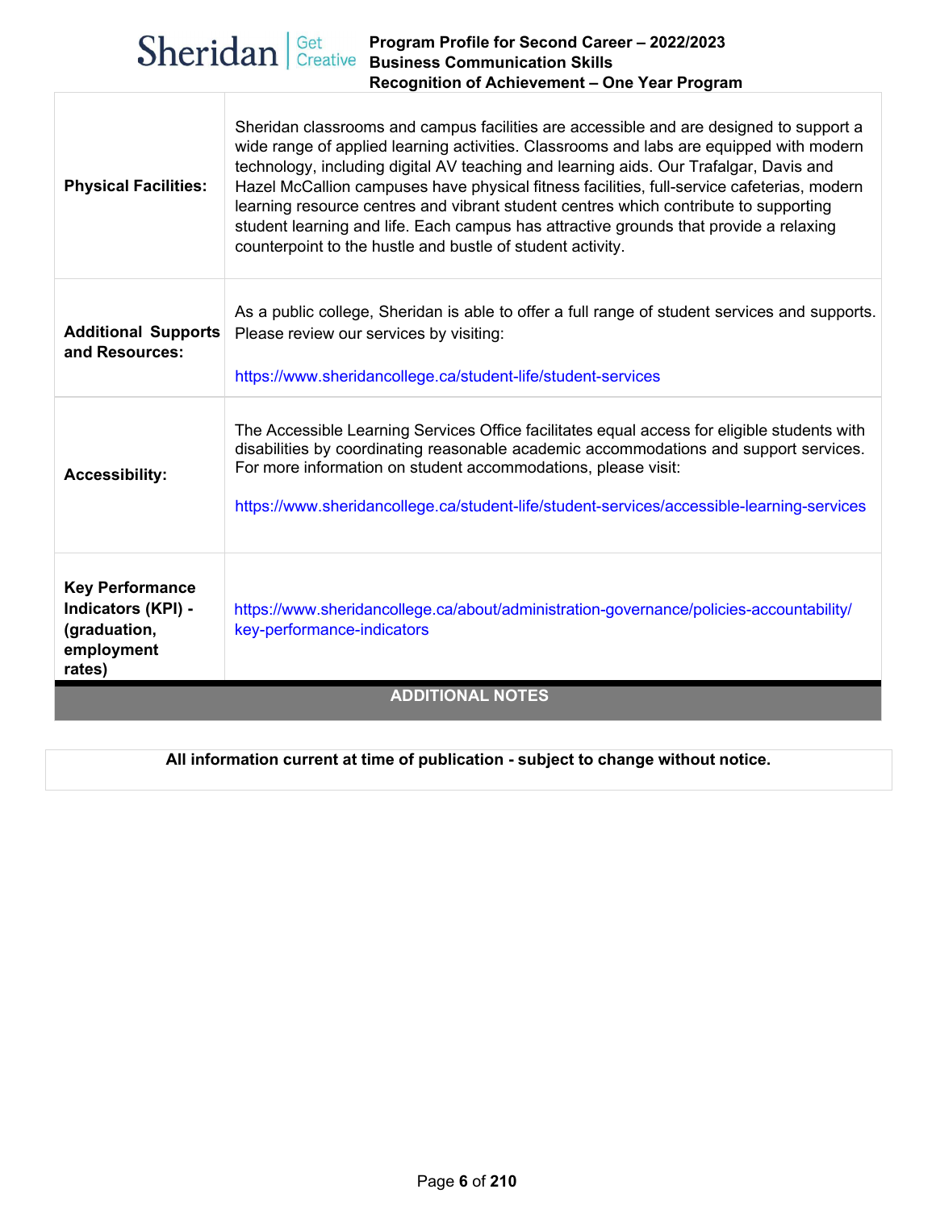| | |
|---|---|
| **Physical Facilities:** | Sheridan classrooms and campus facilities are accessible and are designed to support a wide range of applied learning activities. Classrooms and labs are equipped with modern technology, including digital AV teaching and learning aids. Our Trafalgar, Davis and Hazel McCallion campuses have physical fitness facilities, full-service cafeterias, modern learning resource centres and vibrant student centres which contribute to supporting student learning and life. Each campus has attractive grounds that provide a relaxing counterpoint to the hustle and bustle of student activity. |
| **Additional Supports and Resources:** | As a public college, Sheridan is able to offer a full range of student services and supports. Please review our services by visiting: https://www.sheridancollege.ca/student-life/student-services |
| **Accessibility:** | The Accessible Learning Services Office facilitates equal access for eligible students with disabilities by coordinating reasonable academic accommodations and support services. For more information on student accommodations, please visit: https://www.sheridancollege.ca/student-life/student-services/accessible-learning-services |
| **Key Performance Indicators (KPI) - (graduation, employment rates)** | https://www.sheridancollege.ca/about/administration-governance/policies-accountability/key-performance-indicators |

**ADDITIONAL NOTES**

**All information current at time of publication - subject to change without notice.**